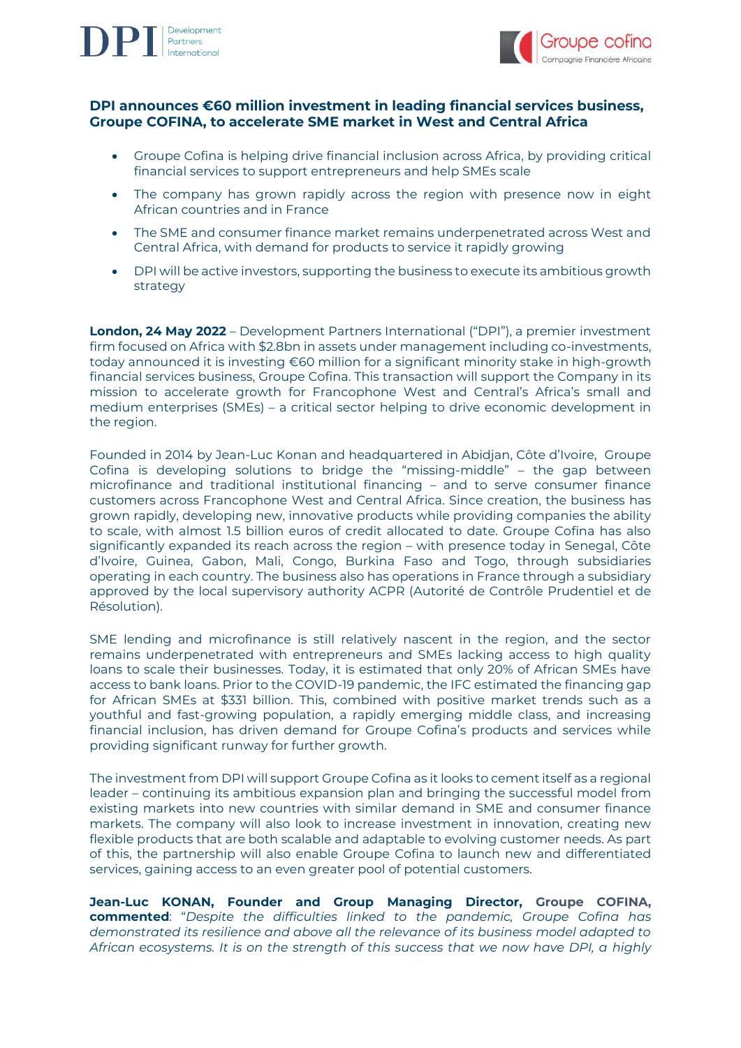DPI Development Partners International

Groupe cofina Compagnie Financière Africaine

## DPI announces €60 million investment in leading financial services business, Groupe COFINA, to accelerate SME market in West and Central Africa

- Groupe Cofina is helping drive financial inclusion across Africa, by providing critical financial services to support entrepreneurs and help SMEs scale
- The company has grown rapidly across the region with presence now in eight African countries and in France
- The SME and consumer finance market remains underpenetrated across West and Central Africa, with demand for products to service it rapidly growing
- DPI will be active investors, supporting the business to execute its ambitious growth strategy

**London, 24 May 2022** – Development Partners International ("DPI"), a premier investment firm focused on Africa with $2.8bn in assets under management including co-investments, today announced it is investing €60 million for a significant minority stake in high-growth financial services business, Groupe Cofina. This transaction will support the Company in its mission to accelerate growth for Francophone West and Central's Africa's small and medium enterprises (SMEs) – a critical sector helping to drive economic development in the region.

Founded in 2014 by Jean-Luc Konan and headquartered in Abidjan, Côte d'Ivoire, Groupe Cofina is developing solutions to bridge the "missing-middle" – the gap between microfinance and traditional institutional financing – and to serve consumer finance customers across Francophone West and Central Africa. Since creation, the business has grown rapidly, developing new, innovative products while providing companies the ability to scale, with almost 1.5 billion euros of credit allocated to date. Groupe Cofina has also significantly expanded its reach across the region – with presence today in Senegal, Côte d'Ivoire, Guinea, Gabon, Mali, Congo, Burkina Faso and Togo, through subsidiaries operating in each country. The business also has operations in France through a subsidiary approved by the local supervisory authority ACPR (Autorité de Contrôle Prudentiel et de Résolution).

SME lending and microfinance is still relatively nascent in the region, and the sector remains underpenetrated with entrepreneurs and SMEs lacking access to high quality loans to scale their businesses. Today, it is estimated that only 20% of African SMEs have access to bank loans. Prior to the COVID-19 pandemic, the IFC estimated the financing gap for African SMEs at $331 billion. This, combined with positive market trends such as a youthful and fast-growing population, a rapidly emerging middle class, and increasing financial inclusion, has driven demand for Groupe Cofina's products and services while providing significant runway for further growth.

The investment from DPI will support Groupe Cofina as it looks to cement itself as a regional leader – continuing its ambitious expansion plan and bringing the successful model from existing markets into new countries with similar demand in SME and consumer finance markets. The company will also look to increase investment in innovation, creating new flexible products that are both scalable and adaptable to evolving customer needs. As part of this, the partnership will also enable Groupe Cofina to launch new and differentiated services, gaining access to an even greater pool of potential customers.

**Jean-Luc KONAN, Founder and Group Managing Director, Groupe COFINA, commented**: "*Despite the difficulties linked to the pandemic, Groupe Cofina has demonstrated its resilience and above all the relevance of its business model adapted to African ecosystems. It is on the strength of this success that we now have DPI, a highly*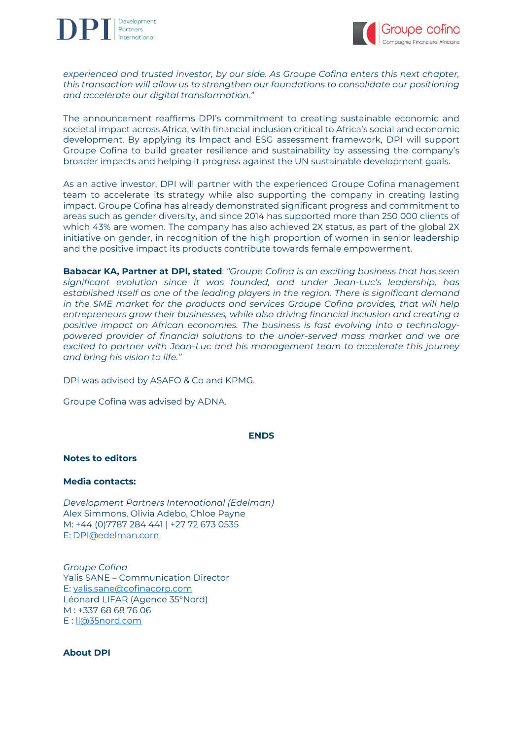*experienced and trusted investor, by our side. As Groupe Cofina enters this next chapter, this transaction will allow us to strengthen our foundations to consolidate our positioning and accelerate our digital transformation."*

The announcement reaffirms DPI's commitment to creating sustainable economic and societal impact across Africa, with financial inclusion critical to Africa's social and economic development. By applying its Impact and ESG assessment framework, DPI will support Groupe Cofina to build greater resilience and sustainability by assessing the company's broader impacts and helping it progress against the UN sustainable development goals.

As an active investor, DPI will partner with the experienced Groupe Cofina management team to accelerate its strategy while also supporting the company in creating lasting impact. Groupe Cofina has already demonstrated significant progress and commitment to areas such as gender diversity, and since 2014 has supported more than 250 000 clients of which 43% are women. The company has also achieved 2X status, as part of the global 2X initiative on gender, in recognition of the high proportion of women in senior leadership and the positive impact its products contribute towards female empowerment.

**Babacar KA, Partner at DPI, stated**: *"Groupe Cofina is an exciting business that has seen significant evolution since it was founded, and under Jean-Luc's leadership, has established itself as one of the leading players in the region. There is significant demand in the SME market for the products and services Groupe Cofina provides, that will help entrepreneurs grow their businesses, while also driving financial inclusion and creating a positive impact on African economies. The business is fast evolving into a technology-powered provider of financial solutions to the under-served mass market and we are excited to partner with Jean-Luc and his management team to accelerate this journey and bring his vision to life."*

DPI was advised by ASAFO & Co and KPMG.

Groupe Cofina was advised by ADNA.

**ENDS**

**Notes to editors**

**Media contacts:**

*Development Partners International (Edelman)*
Alex Simmons, Olivia Adebo, Chloe Payne
M: +44 (0)7787 284 441 | +27 72 673 0535
E: DPI@edelman.com

*Groupe Cofina*
Yalis SANE – Communication Director
E: yalis.sane@cofinacorp.com
Léonard LIFAR (Agence 35°Nord)
M : +337 68 68 76 06
E : ll@35nord.com

**About DPI**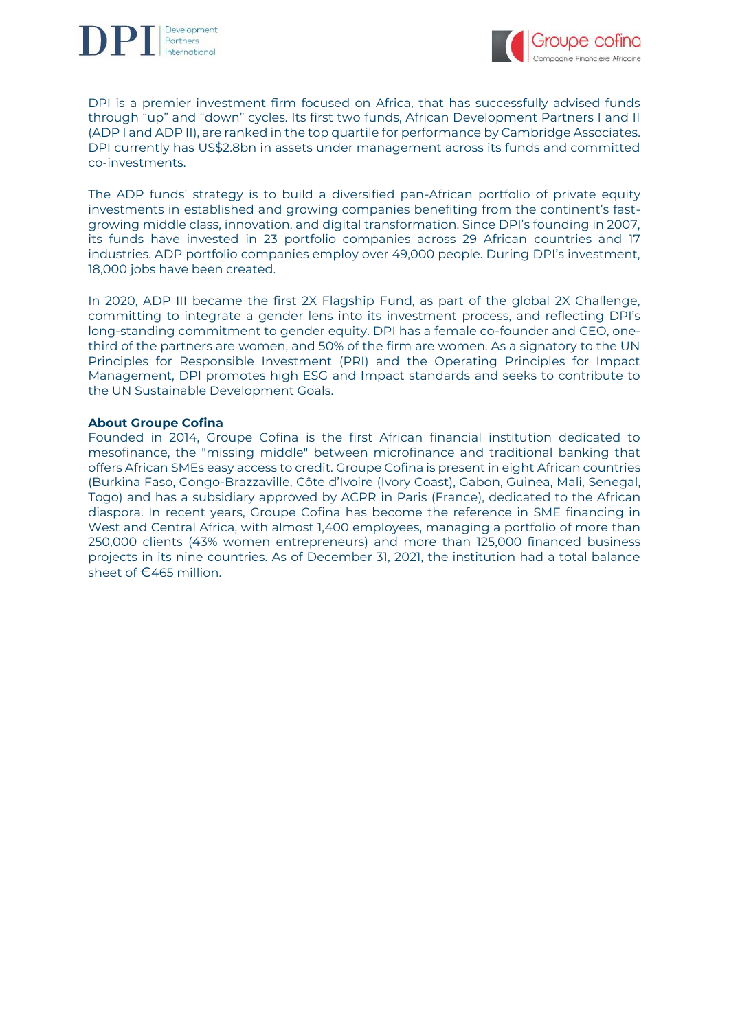DPI is a premier investment firm focused on Africa, that has successfully advised funds through "up" and "down" cycles. Its first two funds, African Development Partners I and II (ADP I and ADP II), are ranked in the top quartile for performance by Cambridge Associates. DPI currently has US$2.8bn in assets under management across its funds and committed co-investments.

The ADP funds' strategy is to build a diversified pan-African portfolio of private equity investments in established and growing companies benefiting from the continent's fast-growing middle class, innovation, and digital transformation. Since DPI's founding in 2007, its funds have invested in 23 portfolio companies across 29 African countries and 17 industries. ADP portfolio companies employ over 49,000 people. During DPI's investment, 18,000 jobs have been created.

In 2020, ADP III became the first 2X Flagship Fund, as part of the global 2X Challenge, committing to integrate a gender lens into its investment process, and reflecting DPI's long-standing commitment to gender equity. DPI has a female co-founder and CEO, one-third of the partners are women, and 50% of the firm are women. As a signatory to the UN Principles for Responsible Investment (PRI) and the Operating Principles for Impact Management, DPI promotes high ESG and Impact standards and seeks to contribute to the UN Sustainable Development Goals.

**About Groupe Cofina**

Founded in 2014, Groupe Cofina is the first African financial institution dedicated to mesofinance, the "missing middle" between microfinance and traditional banking that offers African SMEs easy access to credit. Groupe Cofina is present in eight African countries (Burkina Faso, Congo-Brazzaville, Côte d'Ivoire (Ivory Coast), Gabon, Guinea, Mali, Senegal, Togo) and has a subsidiary approved by ACPR in Paris (France), dedicated to the African diaspora. In recent years, Groupe Cofina has become the reference in SME financing in West and Central Africa, with almost 1,400 employees, managing a portfolio of more than 250,000 clients (43% women entrepreneurs) and more than 125,000 financed business projects in its nine countries. As of December 31, 2021, the institution had a total balance sheet of €465 million.